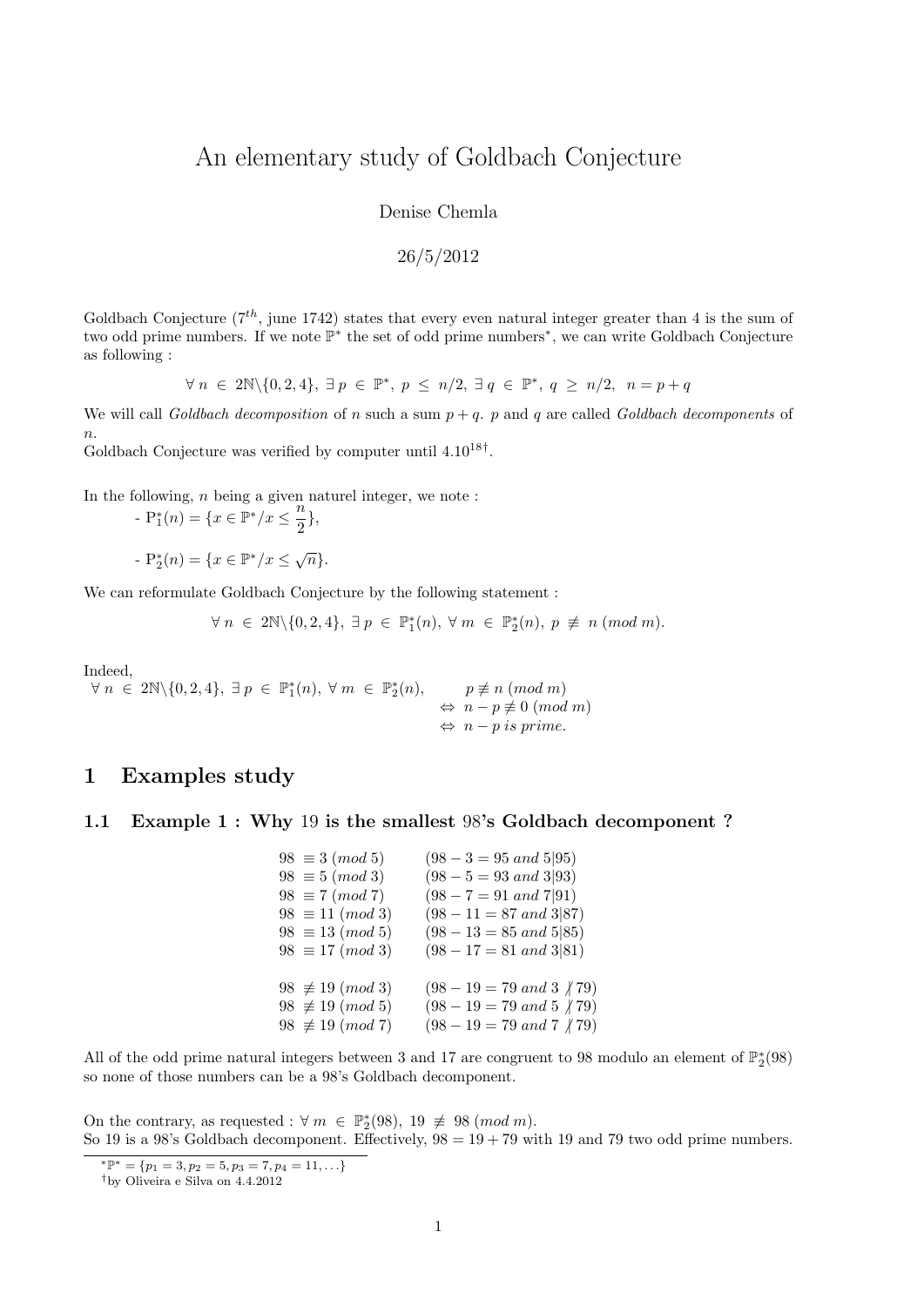# An elementary study of Goldbach Conjecture

Denise Chemla

26/5/2012

Goldbach Conjecture ($7^{th}$, june 1742) states that every even natural integer greater than 4 is the sum of two odd prime numbers. If we note $\mathbb{P}^*$ the set of odd prime numbers*, we can write Goldbach Conjecture as following :

$$\forall\ n\ \in\ 2\mathbb{N}\backslash\{0,2,4\},\ \exists\ p\ \in\ \mathbb{P}^*,\ p\ \leq\ n/2,\ \exists\ q\ \in\ \mathbb{P}^*,\ q\ \geq\ n/2,\ \ n = p + q$$

We will call *Goldbach decomposition* of $n$ such a sum $p+q$. $p$ and $q$ are called *Goldbach decomponents* of $n$.
Goldbach Conjecture was verified by computer until $4.10^{18}$†.

In the following, $n$ being a given naturel integer, we note :

- $\mathrm{P}_1^*(n) = \{x \in \mathbb{P}^* / x \leq \dfrac{n}{2}\}$,

- $\mathrm{P}_2^*(n) = \{x \in \mathbb{P}^* / x \leq \sqrt{n}\}$.

We can reformulate Goldbach Conjecture by the following statement :

$$\forall\ n\ \in\ 2\mathbb{N}\backslash\{0,2,4\},\ \exists\ p\ \in\ \mathbb{P}_1^*(n),\ \forall\ m\ \in\ \mathbb{P}_2^*(n),\ p\ \not\equiv\ n\ (mod\ m).$$

Indeed,

$$\begin{aligned}
\forall\ n\ \in\ 2\mathbb{N}\backslash\{0,2,4\},\ \exists\ p\ \in\ \mathbb{P}_1^*(n),\ \forall\ m\ \in\ \mathbb{P}_2^*(n),\qquad & p \not\equiv n\ (mod\ m)\\
\Leftrightarrow\ & n - p \not\equiv 0\ (mod\ m)\\
\Leftrightarrow\ & n - p\ is\ prime.
\end{aligned}$$

## 1 Examples study

### 1.1 Example 1 : Why 19 is the smallest 98's Goldbach decomponent ?

$$\begin{array}{ll}
98\ \equiv 3\ (mod\ 5) & (98 - 3 = 95\ and\ 5|95)\\
98\ \equiv 5\ (mod\ 3) & (98 - 5 = 93\ and\ 3|93)\\
98\ \equiv 7\ (mod\ 7) & (98 - 7 = 91\ and\ 7|91)\\
98\ \equiv 11\ (mod\ 3) & (98 - 11 = 87\ and\ 3|87)\\
98\ \equiv 13\ (mod\ 5) & (98 - 13 = 85\ and\ 5|85)\\
98\ \equiv 17\ (mod\ 3) & (98 - 17 = 81\ and\ 3|81)\\
 & \\
98\ \not\equiv 19\ (mod\ 3) & (98 - 19 = 79\ and\ 3 \not| 79)\\
98\ \not\equiv 19\ (mod\ 5) & (98 - 19 = 79\ and\ 5 \not| 79)\\
98\ \not\equiv 19\ (mod\ 7) & (98 - 19 = 79\ and\ 7 \not| 79)
\end{array}$$

All of the odd prime natural integers between 3 and 17 are congruent to 98 modulo an element of $\mathbb{P}_2^*(98)$ so none of those numbers can be a 98's Goldbach decomponent.

On the contrary, as requested : $\forall\ m\ \in\ \mathbb{P}_2^*(98),\ 19\ \not\equiv\ 98\ (mod\ m)$.
So 19 is a 98's Goldbach decomponent. Effectively, $98 = 19 + 79$ with 19 and 79 two odd prime numbers.

---

* $\mathbb{P}^* = \{p_1 = 3, p_2 = 5, p_3 = 7, p_4 = 11, \ldots\}$

† by Oliveira e Silva on 4.4.2012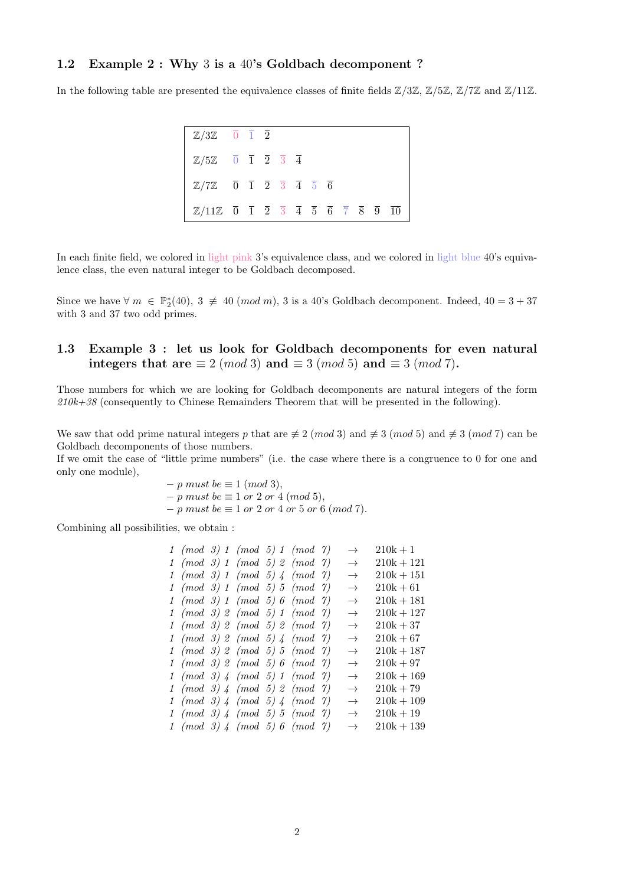### 1.2 Example 2 : Why 3 is a 40's Goldbach decomponent ?

In the following table are presented the equivalence classes of finite fields $\mathbb{Z}/3\mathbb{Z}$, $\mathbb{Z}/5\mathbb{Z}$, $\mathbb{Z}/7\mathbb{Z}$ and $\mathbb{Z}/11\mathbb{Z}$.

| | | | | | | | | | | | |
|---|---|---|---|---|---|---|---|---|---|---|---|
| $\mathbb{Z}/3\mathbb{Z}$ | $\overline{0}$ | $\overline{1}$ | $\overline{2}$ | | | | | | | | |
| $\mathbb{Z}/5\mathbb{Z}$ | $\overline{0}$ | $\overline{1}$ | $\overline{2}$ | $\overline{3}$ | $\overline{4}$ | | | | | | |
| $\mathbb{Z}/7\mathbb{Z}$ | $\overline{0}$ | $\overline{1}$ | $\overline{2}$ | $\overline{3}$ | $\overline{4}$ | $\overline{5}$ | $\overline{6}$ | | | | |
| $\mathbb{Z}/11\mathbb{Z}$ | $\overline{0}$ | $\overline{1}$ | $\overline{2}$ | $\overline{3}$ | $\overline{4}$ | $\overline{5}$ | $\overline{6}$ | $\overline{7}$ | $\overline{8}$ | $\overline{9}$ | $\overline{10}$ |

In each finite field, we colored in light pink 3's equivalence class, and we colored in light blue 40's equivalence class, the even natural integer to be Goldbach decomposed.

Since we have $\forall\ m \in \mathbb{P}_2^*(40)$, $3 \not\equiv 40\ (mod\ m)$, 3 is a 40's Goldbach decomponent. Indeed, $40 = 3 + 37$ with 3 and 37 two odd primes.

### 1.3 Example 3 : let us look for Goldbach decomponents for even natural integers that are $\equiv 2\ (mod\ 3)$ and $\equiv 3\ (mod\ 5)$ and $\equiv 3\ (mod\ 7)$.

Those numbers for which we are looking for Goldbach decomponents are natural integers of the form *210k+38* (consequently to Chinese Remainders Theorem that will be presented in the following).

We saw that odd prime natural integers $p$ that are $\not\equiv 2\ (mod\ 3)$ and $\not\equiv 3\ (mod\ 5)$ and $\not\equiv 3\ (mod\ 7)$ can be Goldbach decomponents of those numbers.
If we omit the case of "little prime numbers" (i.e. the case where there is a congruence to 0 for one and only one module),

- *p must be* $\equiv 1\ (mod\ 3)$,
- *p must be* $\equiv 1$ *or* $2$ *or* $4\ (mod\ 5)$,
- *p must be* $\equiv 1$ *or* $2$ *or* $4$ *or* $5$ *or* $6\ (mod\ 7)$.

Combining all possibilities, we obtain :

$$
\begin{array}{lll}
1\ (mod\ 3)\ 1\ (mod\ 5)\ 1\ (mod\ 7) & \rightarrow & 210k+1 \\
1\ (mod\ 3)\ 1\ (mod\ 5)\ 2\ (mod\ 7) & \rightarrow & 210k+121 \\
1\ (mod\ 3)\ 1\ (mod\ 5)\ 4\ (mod\ 7) & \rightarrow & 210k+151 \\
1\ (mod\ 3)\ 1\ (mod\ 5)\ 5\ (mod\ 7) & \rightarrow & 210k+61 \\
1\ (mod\ 3)\ 1\ (mod\ 5)\ 6\ (mod\ 7) & \rightarrow & 210k+181 \\
1\ (mod\ 3)\ 2\ (mod\ 5)\ 1\ (mod\ 7) & \rightarrow & 210k+127 \\
1\ (mod\ 3)\ 2\ (mod\ 5)\ 2\ (mod\ 7) & \rightarrow & 210k+37 \\
1\ (mod\ 3)\ 2\ (mod\ 5)\ 4\ (mod\ 7) & \rightarrow & 210k+67 \\
1\ (mod\ 3)\ 2\ (mod\ 5)\ 5\ (mod\ 7) & \rightarrow & 210k+187 \\
1\ (mod\ 3)\ 2\ (mod\ 5)\ 6\ (mod\ 7) & \rightarrow & 210k+97 \\
1\ (mod\ 3)\ 4\ (mod\ 5)\ 1\ (mod\ 7) & \rightarrow & 210k+169 \\
1\ (mod\ 3)\ 4\ (mod\ 5)\ 2\ (mod\ 7) & \rightarrow & 210k+79 \\
1\ (mod\ 3)\ 4\ (mod\ 5)\ 4\ (mod\ 7) & \rightarrow & 210k+109 \\
1\ (mod\ 3)\ 4\ (mod\ 5)\ 5\ (mod\ 7) & \rightarrow & 210k+19 \\
1\ (mod\ 3)\ 4\ (mod\ 5)\ 6\ (mod\ 7) & \rightarrow & 210k+139
\end{array}
$$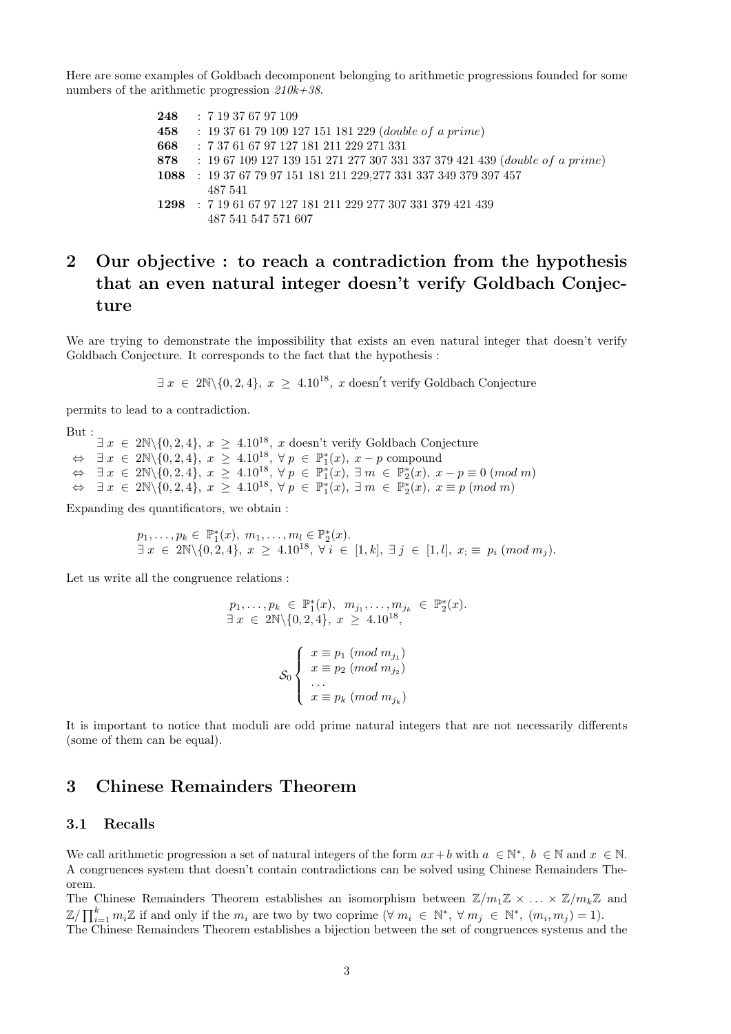Here are some examples of Goldbach decomponent belonging to arithmetic progressions founded for some numbers of the arithmetic progression *210k+38*.

**248** : 7 19 37 67 97 109
**458** : 19 37 61 79 109 127 151 181 229 (*double of a prime*)
**668** : 7 37 61 67 97 127 181 211 229 271 331
**878** : 19 67 109 127 139 151 271 277 307 331 337 379 421 439 (*double of a prime*)
**1088** : 19 37 67 79 97 151 181 211 229;277 331 337 349 379 397 457 487 541
**1298** : 7 19 61 67 97 127 181 211 229 277 307 331 379 421 439 487 541 547 571 607

# 2 Our objective : to reach a contradiction from the hypothesis that an even natural integer doesn't verify Goldbach Conjecture

We are trying to demonstrate the impossibility that exists an even natural integer that doesn't verify Goldbach Conjecture. It corresponds to the fact that the hypothesis :

$$\exists\, x \in 2\mathbb{N}\backslash\{0,2,4\},\ x \geq 4.10^{18},\ x \text{ doesn't verify Goldbach Conjecture}$$

permits to lead to a contradiction.

But :

$$\begin{aligned}
& \exists\, x \in 2\mathbb{N}\backslash\{0,2,4\},\ x \geq 4.10^{18},\ x \text{ doesn't verify Goldbach Conjecture} \\
\Leftrightarrow\ & \exists\, x \in 2\mathbb{N}\backslash\{0,2,4\},\ x \geq 4.10^{18},\ \forall\, p \in \mathbb{P}_1^*(x),\ x-p \text{ compound} \\
\Leftrightarrow\ & \exists\, x \in 2\mathbb{N}\backslash\{0,2,4\},\ x \geq 4.10^{18},\ \forall\, p \in \mathbb{P}_1^*(x),\ \exists\, m \in \mathbb{P}_2^*(x),\ x-p \equiv 0\ (mod\ m) \\
\Leftrightarrow\ & \exists\, x \in 2\mathbb{N}\backslash\{0,2,4\},\ x \geq 4.10^{18},\ \forall\, p \in \mathbb{P}_1^*(x),\ \exists\, m \in \mathbb{P}_2^*(x),\ x \equiv p\ (mod\ m)
\end{aligned}$$

Expanding des quantificators, we obtain :

$$\begin{aligned}
& p_1, \ldots, p_k \in \mathbb{P}_1^*(x),\ m_1, \ldots, m_l \in \mathbb{P}_2^*(x). \\
& \exists\, x \in 2\mathbb{N}\backslash\{0,2,4\},\ x \geq 4.10^{18},\ \forall\, i \in [1,k],\ \exists\, j \in [1,l],\ x_; \equiv p_i\ (mod\ m_j).
\end{aligned}$$

Let us write all the congruence relations :

$$\begin{aligned}
& p_1, \ldots, p_k \in \mathbb{P}_1^*(x),\ m_{j_1}, \ldots, m_{j_k} \in \mathbb{P}_2^*(x). \\
& \exists\, x \in 2\mathbb{N}\backslash\{0,2,4\},\ x \geq 4.10^{18},
\end{aligned}$$

$$\mathcal{S}_0 \left\{ \begin{array}{l} x \equiv p_1\ (mod\ m_{j_1}) \\ x \equiv p_2\ (mod\ m_{j_2}) \\ \ldots \\ x \equiv p_k\ (mod\ m_{j_k}) \end{array} \right.$$

It is important to notice that moduli are odd prime natural integers that are not necessarily differents (some of them can be equal).

# 3 Chinese Remainders Theorem

## 3.1 Recalls

We call arithmetic progression a set of natural integers of the form $ax+b$ with $a \in \mathbb{N}^*,\ b \in \mathbb{N}$ and $x \in \mathbb{N}$. A congruences system that doesn't contain contradictions can be solved using Chinese Remainders Theorem.

The Chinese Remainders Theorem establishes an isomorphism between $\mathbb{Z}/m_1\mathbb{Z} \times \ldots \times \mathbb{Z}/m_k\mathbb{Z}$ and $\mathbb{Z}/\prod_{i=1}^{k} m_i\mathbb{Z}$ if and only if the $m_i$ are two by two coprime ($\forall\, m_i \in \mathbb{N}^*,\ \forall\, m_j \in \mathbb{N}^*,\ (m_i, m_j) = 1$).

The Chinese Remainders Theorem establishes a bijection between the set of congruences systems and the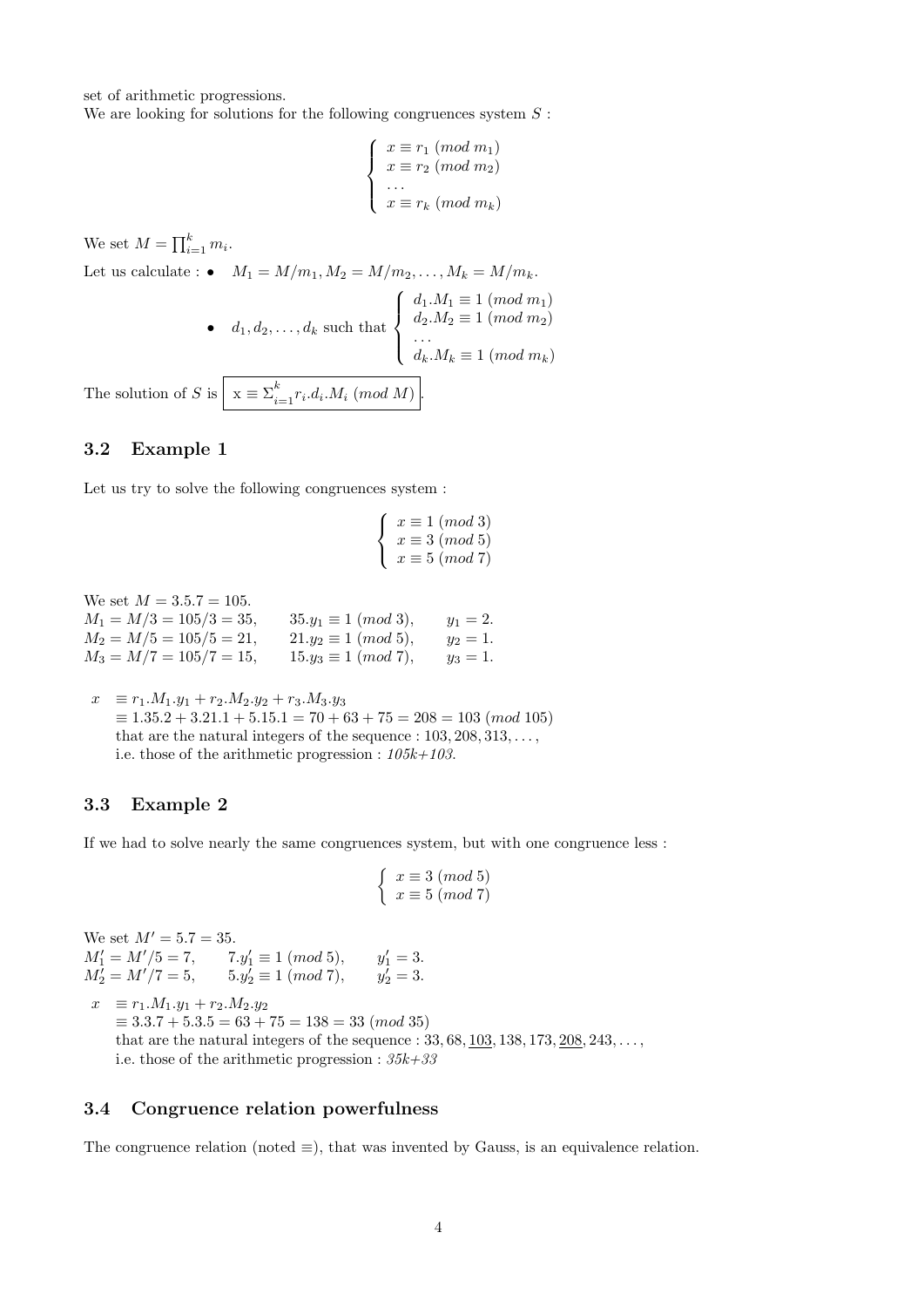set of arithmetic progressions.
We are looking for solutions for the following congruences system $S$ :

$$\begin{cases} x \equiv r_1 \ (mod \ m_1) \\ x \equiv r_2 \ (mod \ m_2) \\ \dots \\ x \equiv r_k \ (mod \ m_k) \end{cases}$$

We set $M = \prod_{i=1}^{k} m_i$.

Let us calculate :

- $M_1 = M/m_1, M_2 = M/m_2, \dots, M_k = M/m_k$.
- $d_1, d_2, \dots, d_k$ such that $\begin{cases} d_1.M_1 \equiv 1 \ (mod \ m_1) \\ d_2.M_2 \equiv 1 \ (mod \ m_2) \\ \dots \\ d_k.M_k \equiv 1 \ (mod \ m_k) \end{cases}$

The solution of $S$ is $\boxed{\mathrm{x} \equiv \Sigma_{i=1}^{k} r_i.d_i.M_i \ (mod \ M)}$.

## 3.2 Example 1

Let us try to solve the following congruences system :

$$\begin{cases} x \equiv 1 \ (mod \ 3) \\ x \equiv 3 \ (mod \ 5) \\ x \equiv 5 \ (mod \ 7) \end{cases}$$

We set $M = 3.5.7 = 105$.
$M_1 = M/3 = 105/3 = 35, \quad 35.y_1 \equiv 1 \ (mod \ 3), \quad y_1 = 2.$
$M_2 = M/5 = 105/5 = 21, \quad 21.y_2 \equiv 1 \ (mod \ 5), \quad y_2 = 1.$
$M_3 = M/7 = 105/7 = 15, \quad 15.y_3 \equiv 1 \ (mod \ 7), \quad y_3 = 1.$

$x \equiv r_1.M_1.y_1 + r_2.M_2.y_2 + r_3.M_3.y_3$
$\equiv 1.35.2 + 3.21.1 + 5.15.1 = 70 + 63 + 75 = 208 = 103 \ (mod \ 105)$
that are the natural integers of the sequence : $103, 208, 313, \dots,$
i.e. those of the arithmetic progression : *105k+103*.

## 3.3 Example 2

If we had to solve nearly the same congruences system, but with one congruence less :

$$\begin{cases} x \equiv 3 \ (mod \ 5) \\ x \equiv 5 \ (mod \ 7) \end{cases}$$

We set $M' = 5.7 = 35$.
$M'_1 = M'/5 = 7, \quad 7.y'_1 \equiv 1 \ (mod \ 5), \quad y'_1 = 3.$
$M'_2 = M'/7 = 5, \quad 5.y'_2 \equiv 1 \ (mod \ 7), \quad y'_2 = 3.$

$x \equiv r_1.M_1.y_1 + r_2.M_2.y_2$
$\equiv 3.3.7 + 5.3.5 = 63 + 75 = 138 = 33 \ (mod \ 35)$
that are the natural integers of the sequence : $33, 68, \underline{103}, 138, 173, \underline{208}, 243, \dots,$
i.e. those of the arithmetic progression : *35k+33*

## 3.4 Congruence relation powerfulness

The congruence relation (noted $\equiv$), that was invented by Gauss, is an equivalence relation.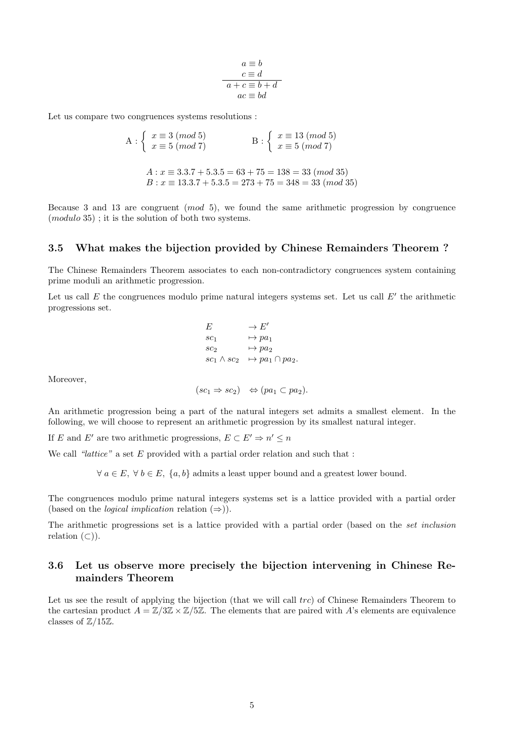$$\frac{\begin{array}{c} a \equiv b \\ c \equiv d \end{array}}{\begin{array}{c} a+c \equiv b+d \\ ac \equiv bd \end{array}}$$

Let us compare two congruences systems resolutions :

$$\text{A} : \left\{ \begin{array}{l} x \equiv 3 \ (mod\ 5) \\ x \equiv 5 \ (mod\ 7) \end{array} \right. \qquad \text{B} : \left\{ \begin{array}{l} x \equiv 13 \ (mod\ 5) \\ x \equiv 5 \ (mod\ 7) \end{array} \right.$$

$$A : x \equiv 3.3.7 + 5.3.5 = 63 + 75 = 138 = 33 \ (mod\ 35)$$
$$B : x \equiv 13.3.7 + 5.3.5 = 273 + 75 = 348 = 33 \ (mod\ 35)$$

Because 3 and 13 are congruent ($mod$ 5), we found the same arithmetic progression by congruence ($modulo$ 35) ; it is the solution of both two systems.

### 3.5 What makes the bijection provided by Chinese Remainders Theorem ?

The Chinese Remainders Theorem associates to each non-contradictory congruences system containing prime moduli an arithmetic progression.

Let us call $E$ the congruences modulo prime natural integers systems set. Let us call $E'$ the arithmetic progressions set.

$$\begin{array}{ll} E & \rightarrow E' \\ sc_1 & \mapsto pa_1 \\ sc_2 & \mapsto pa_2 \\ sc_1 \wedge sc_2 & \mapsto pa_1 \cap pa_2. \end{array}$$

Moreover,

$$(sc_1 \Rightarrow sc_2) \quad \Leftrightarrow (pa_1 \subset pa_2).$$

An arithmetic progression being a part of the natural integers set admits a smallest element. In the following, we will choose to represent an arithmetic progression by its smallest natural integer.

If $E$ and $E'$ are two arithmetic progressions, $E \subset E' \Rightarrow n' \leq n$

We call *"lattice"* a set $E$ provided with a partial order relation and such that :

$\forall\, a \in E,\ \forall\, b \in E,\ \{a, b\}$ admits a least upper bound and a greatest lower bound.

The congruences modulo prime natural integers systems set is a lattice provided with a partial order (based on the *logical implication* relation ($\Rightarrow$)).

The arithmetic progressions set is a lattice provided with a partial order (based on the *set inclusion* relation ($\subset$)).

### 3.6 Let us observe more precisely the bijection intervening in Chinese Remainders Theorem

Let us see the result of applying the bijection (that we will call $trc$) of Chinese Remainders Theorem to the cartesian product $A = \mathbb{Z}/3\mathbb{Z} \times \mathbb{Z}/5\mathbb{Z}$. The elements that are paired with $A$'s elements are equivalence classes of $\mathbb{Z}/15\mathbb{Z}$.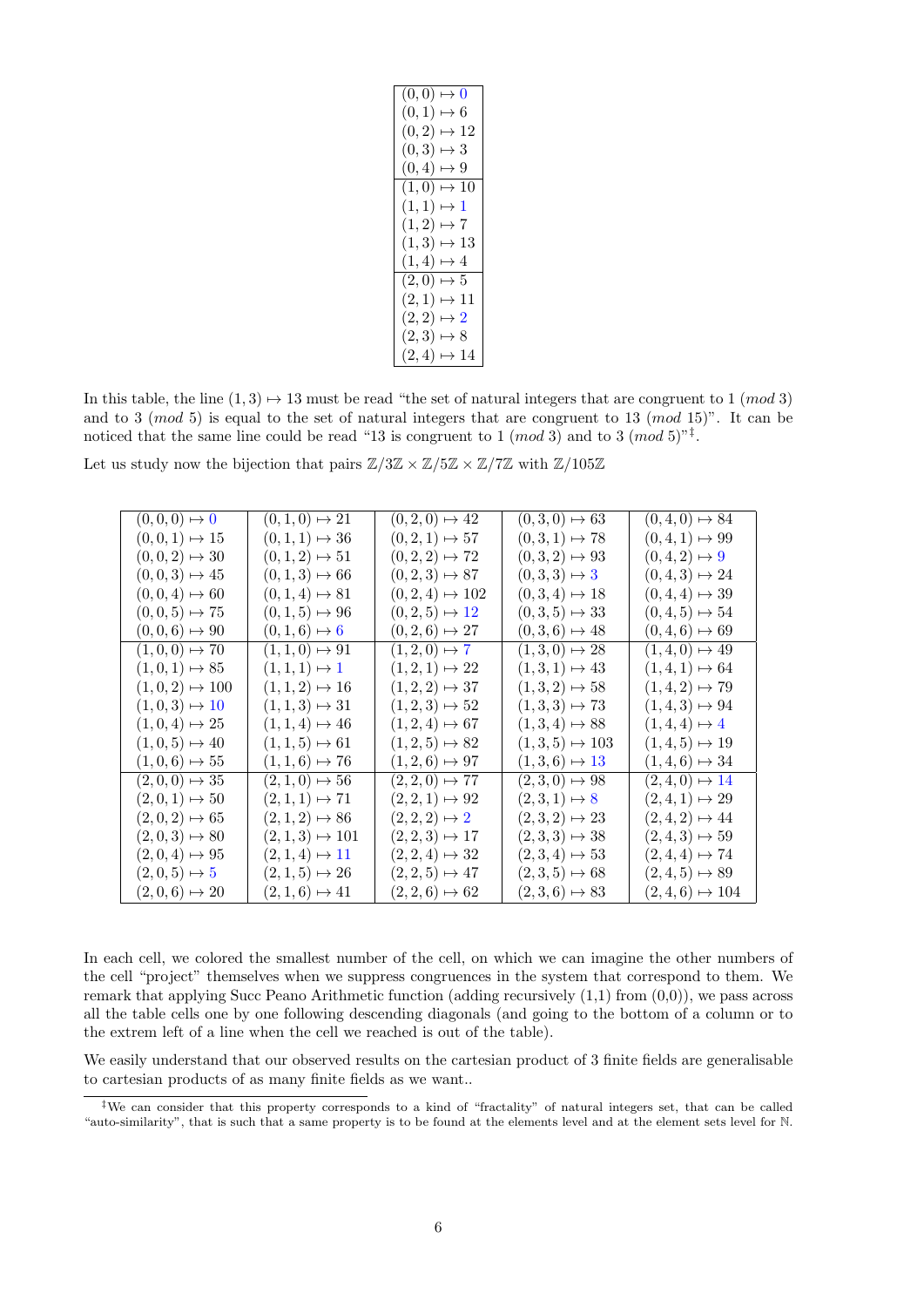| $(0,0) \mapsto 0$ |
|---|
| $(0,1) \mapsto 6$ |
| $(0,2) \mapsto 12$ |
| $(0,3) \mapsto 3$ |
| $(0,4) \mapsto 9$ |
| $(1,0) \mapsto 10$ |
| $(1,1) \mapsto 1$ |
| $(1,2) \mapsto 7$ |
| $(1,3) \mapsto 13$ |
| $(1,4) \mapsto 4$ |
| $(2,0) \mapsto 5$ |
| $(2,1) \mapsto 11$ |
| $(2,2) \mapsto 2$ |
| $(2,3) \mapsto 8$ |
| $(2,4) \mapsto 14$ |

In this table, the line $(1,3) \mapsto 13$ must be read "the set of natural integers that are congruent to 1 $(mod\ 3)$ and to 3 $(mod\ 5)$ is equal to the set of natural integers that are congruent to 13 $(mod\ 15)$". It can be noticed that the same line could be read "13 is congruent to 1 $(mod\ 3)$ and to 3 $(mod\ 5)$"[‡].

Let us study now the bijection that pairs $\mathbb{Z}/3\mathbb{Z} \times \mathbb{Z}/5\mathbb{Z} \times \mathbb{Z}/7\mathbb{Z}$ with $\mathbb{Z}/105\mathbb{Z}$

| | | | | |
|---|---|---|---|---|
| $(0,0,0) \mapsto 0$ | $(0,1,0) \mapsto 21$ | $(0,2,0) \mapsto 42$ | $(0,3,0) \mapsto 63$ | $(0,4,0) \mapsto 84$ |
| $(0,0,1) \mapsto 15$ | $(0,1,1) \mapsto 36$ | $(0,2,1) \mapsto 57$ | $(0,3,1) \mapsto 78$ | $(0,4,1) \mapsto 99$ |
| $(0,0,2) \mapsto 30$ | $(0,1,2) \mapsto 51$ | $(0,2,2) \mapsto 72$ | $(0,3,2) \mapsto 93$ | $(0,4,2) \mapsto 9$ |
| $(0,0,3) \mapsto 45$ | $(0,1,3) \mapsto 66$ | $(0,2,3) \mapsto 87$ | $(0,3,3) \mapsto 3$ | $(0,4,3) \mapsto 24$ |
| $(0,0,4) \mapsto 60$ | $(0,1,4) \mapsto 81$ | $(0,2,4) \mapsto 102$ | $(0,3,4) \mapsto 18$ | $(0,4,4) \mapsto 39$ |
| $(0,0,5) \mapsto 75$ | $(0,1,5) \mapsto 96$ | $(0,2,5) \mapsto 12$ | $(0,3,5) \mapsto 33$ | $(0,4,5) \mapsto 54$ |
| $(0,0,6) \mapsto 90$ | $(0,1,6) \mapsto 6$ | $(0,2,6) \mapsto 27$ | $(0,3,6) \mapsto 48$ | $(0,4,6) \mapsto 69$ |
| $(1,0,0) \mapsto 70$ | $(1,1,0) \mapsto 91$ | $(1,2,0) \mapsto 7$ | $(1,3,0) \mapsto 28$ | $(1,4,0) \mapsto 49$ |
| $(1,0,1) \mapsto 85$ | $(1,1,1) \mapsto 1$ | $(1,2,1) \mapsto 22$ | $(1,3,1) \mapsto 43$ | $(1,4,1) \mapsto 64$ |
| $(1,0,2) \mapsto 100$ | $(1,1,2) \mapsto 16$ | $(1,2,2) \mapsto 37$ | $(1,3,2) \mapsto 58$ | $(1,4,2) \mapsto 79$ |
| $(1,0,3) \mapsto 10$ | $(1,1,3) \mapsto 31$ | $(1,2,3) \mapsto 52$ | $(1,3,3) \mapsto 73$ | $(1,4,3) \mapsto 94$ |
| $(1,0,4) \mapsto 25$ | $(1,1,4) \mapsto 46$ | $(1,2,4) \mapsto 67$ | $(1,3,4) \mapsto 88$ | $(1,4,4) \mapsto 4$ |
| $(1,0,5) \mapsto 40$ | $(1,1,5) \mapsto 61$ | $(1,2,5) \mapsto 82$ | $(1,3,5) \mapsto 103$ | $(1,4,5) \mapsto 19$ |
| $(1,0,6) \mapsto 55$ | $(1,1,6) \mapsto 76$ | $(1,2,6) \mapsto 97$ | $(1,3,6) \mapsto 13$ | $(1,4,6) \mapsto 34$ |
| $(2,0,0) \mapsto 35$ | $(2,1,0) \mapsto 56$ | $(2,2,0) \mapsto 77$ | $(2,3,0) \mapsto 98$ | $(2,4,0) \mapsto 14$ |
| $(2,0,1) \mapsto 50$ | $(2,1,1) \mapsto 71$ | $(2,2,1) \mapsto 92$ | $(2,3,1) \mapsto 8$ | $(2,4,1) \mapsto 29$ |
| $(2,0,2) \mapsto 65$ | $(2,1,2) \mapsto 86$ | $(2,2,2) \mapsto 2$ | $(2,3,2) \mapsto 23$ | $(2,4,2) \mapsto 44$ |
| $(2,0,3) \mapsto 80$ | $(2,1,3) \mapsto 101$ | $(2,2,3) \mapsto 17$ | $(2,3,3) \mapsto 38$ | $(2,4,3) \mapsto 59$ |
| $(2,0,4) \mapsto 95$ | $(2,1,4) \mapsto 11$ | $(2,2,4) \mapsto 32$ | $(2,3,4) \mapsto 53$ | $(2,4,4) \mapsto 74$ |
| $(2,0,5) \mapsto 5$ | $(2,1,5) \mapsto 26$ | $(2,2,5) \mapsto 47$ | $(2,3,5) \mapsto 68$ | $(2,4,5) \mapsto 89$ |
| $(2,0,6) \mapsto 20$ | $(2,1,6) \mapsto 41$ | $(2,2,6) \mapsto 62$ | $(2,3,6) \mapsto 83$ | $(2,4,6) \mapsto 104$ |

In each cell, we colored the smallest number of the cell, on which we can imagine the other numbers of the cell "project" themselves when we suppress congruences in the system that correspond to them. We remark that applying Succ Peano Arithmetic function (adding recursively (1,1) from (0,0)), we pass across all the table cells one by one following descending diagonals (and going to the bottom of a column or to the extrem left of a line when the cell we reached is out of the table).

We easily understand that our observed results on the cartesian product of 3 finite fields are generalisable to cartesian products of as many finite fields as we want..

[‡] We can consider that this property corresponds to a kind of "fractality" of natural integers set, that can be called "auto-similarity", that is such that a same property is to be found at the elements level and at the element sets level for $\mathbb{N}$.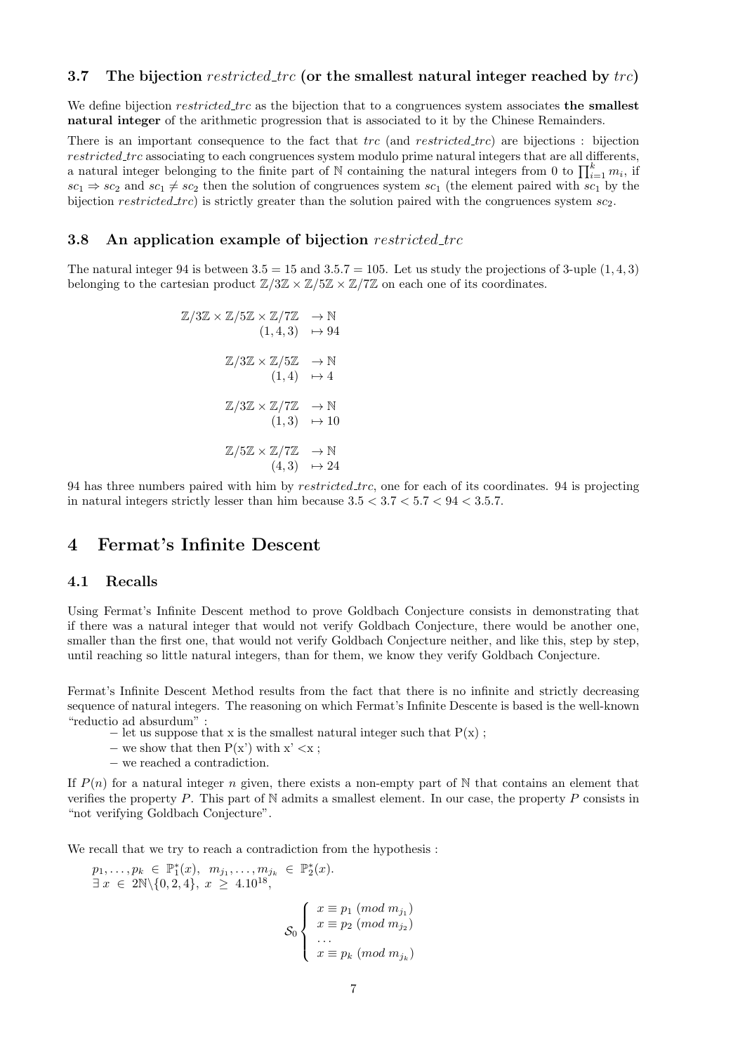### 3.7 The bijection *restricted_trc* (or the smallest natural integer reached by *trc*)

We define bijection *restricted_trc* as the bijection that to a congruences system associates **the smallest natural integer** of the arithmetic progression that is associated to it by the Chinese Remainders.

There is an important consequence to the fact that *trc* (and *restricted_trc*) are bijections : bijection *restricted_trc* associating to each congruences system modulo prime natural integers that are all differents, a natural integer belonging to the finite part of $\mathbb{N}$ containing the natural integers from 0 to $\prod_{i=1}^{k} m_i$, if $sc_1 \Rightarrow sc_2$ and $sc_1 \neq sc_2$ then the solution of congruences system $sc_1$ (the element paired with $sc_1$ by the bijection *restricted_trc*) is strictly greater than the solution paired with the congruences system $sc_2$.

### 3.8 An application example of bijection *restricted_trc*

The natural integer 94 is between $3.5 = 15$ and $3.5.7 = 105$. Let us study the projections of 3-uple $(1, 4, 3)$ belonging to the cartesian product $\mathbb{Z}/3\mathbb{Z} \times \mathbb{Z}/5\mathbb{Z} \times \mathbb{Z}/7\mathbb{Z}$ on each one of its coordinates.

$$
\begin{aligned}
\mathbb{Z}/3\mathbb{Z} \times \mathbb{Z}/5\mathbb{Z} \times \mathbb{Z}/7\mathbb{Z} &\rightarrow \mathbb{N} \\
(1, 4, 3) &\mapsto 94 \\[1em]
\mathbb{Z}/3\mathbb{Z} \times \mathbb{Z}/5\mathbb{Z} &\rightarrow \mathbb{N} \\
(1, 4) &\mapsto 4 \\[1em]
\mathbb{Z}/3\mathbb{Z} \times \mathbb{Z}/7\mathbb{Z} &\rightarrow \mathbb{N} \\
(1, 3) &\mapsto 10 \\[1em]
\mathbb{Z}/5\mathbb{Z} \times \mathbb{Z}/7\mathbb{Z} &\rightarrow \mathbb{N} \\
(4, 3) &\mapsto 24
\end{aligned}
$$

94 has three numbers paired with him by *restricted_trc*, one for each of its coordinates. 94 is projecting in natural integers strictly lesser than him because $3.5 < 3.7 < 5.7 < 94 < 3.5.7$.

## 4 Fermat's Infinite Descent

### 4.1 Recalls

Using Fermat's Infinite Descent method to prove Goldbach Conjecture consists in demonstrating that if there was a natural integer that would not verify Goldbach Conjecture, there would be another one, smaller than the first one, that would not verify Goldbach Conjecture neither, and like this, step by step, until reaching so little natural integers, than for them, we know they verify Goldbach Conjecture.

Fermat's Infinite Descent Method results from the fact that there is no infinite and strictly decreasing sequence of natural integers. The reasoning on which Fermat's Infinite Descente is based is the well-known "reductio ad absurdum" :

- let us suppose that x is the smallest natural integer such that P(x) ;
- we show that then P(x') with x' <x ;
- we reached a contradiction.

If $P(n)$ for a natural integer $n$ given, there exists a non-empty part of $\mathbb{N}$ that contains an element that verifies the property $P$. This part of $\mathbb{N}$ admits a smallest element. In our case, the property $P$ consists in "not verifying Goldbach Conjecture".

We recall that we try to reach a contradiction from the hypothesis :

$p_1, \ldots, p_k \in \mathbb{P}_1^*(x), \; m_{j_1}, \ldots, m_{j_k} \in \mathbb{P}_2^*(x)$.
$\exists \, x \in 2\mathbb{N}\backslash\{0, 2, 4\}, \; x \geq 4.10^{18}$,

$$
\mathcal{S}_0 \left\{
\begin{array}{l}
x \equiv p_1 \; (mod \; m_{j_1}) \\
x \equiv p_2 \; (mod \; m_{j_2}) \\
\ldots \\
x \equiv p_k \; (mod \; m_{j_k})
\end{array}
\right.
$$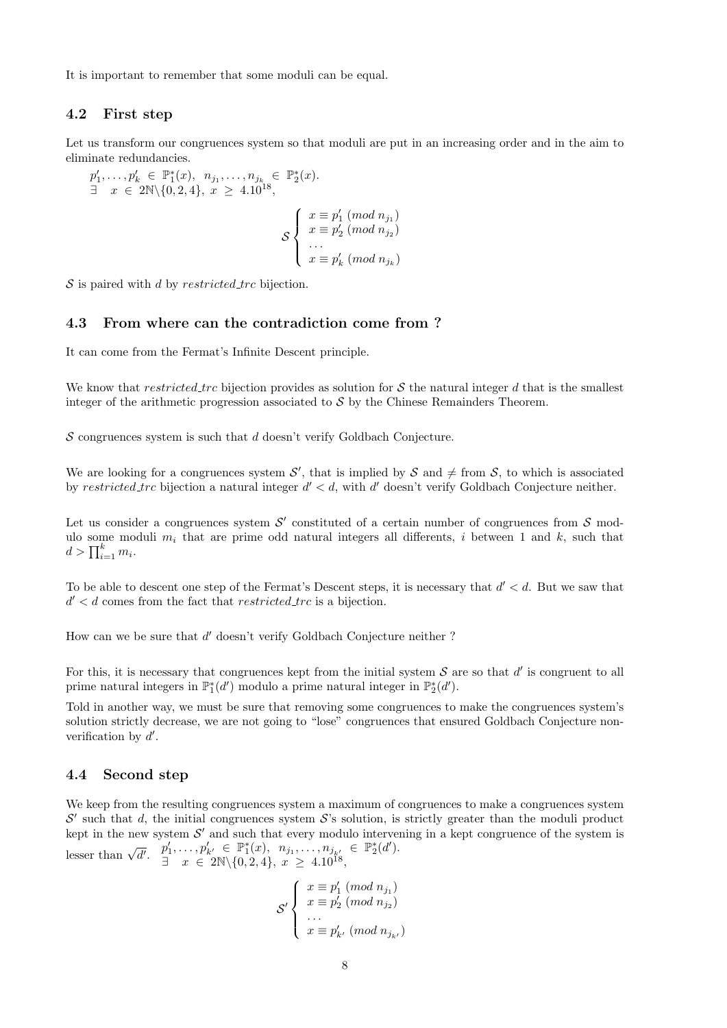It is important to remember that some moduli can be equal.

### 4.2 First step

Let us transform our congruences system so that moduli are put in an increasing order and in the aim to eliminate redundancies.

$p'_1, \dots, p'_k \in \mathbb{P}_1^*(x),\ \ n_{j_1}, \dots, n_{j_k} \in \mathbb{P}_2^*(x)$.
$\exists \quad x \in 2\mathbb{N}\backslash\{0, 2, 4\},\ x \geq 4.10^{18}$,

$$\mathcal{S} \begin{cases} x \equiv p'_1 \ (mod\ n_{j_1}) \\ x \equiv p'_2 \ (mod\ n_{j_2}) \\ \dots \\ x \equiv p'_k \ (mod\ n_{j_k}) \end{cases}$$

$\mathcal{S}$ is paired with $d$ by *restricted_trc* bijection.

### 4.3 From where can the contradiction come from ?

It can come from the Fermat's Infinite Descent principle.

We know that *restricted_trc* bijection provides as solution for $\mathcal{S}$ the natural integer $d$ that is the smallest integer of the arithmetic progression associated to $\mathcal{S}$ by the Chinese Remainders Theorem.

$\mathcal{S}$ congruences system is such that $d$ doesn't verify Goldbach Conjecture.

We are looking for a congruences system $\mathcal{S}'$, that is implied by $\mathcal{S}$ and $\neq$ from $\mathcal{S}$, to which is associated by *restricted_trc* bijection a natural integer $d' < d$, with $d'$ doesn't verify Goldbach Conjecture neither.

Let us consider a congruences system $\mathcal{S}'$ constituted of a certain number of congruences from $\mathcal{S}$ modulo some moduli $m_i$ that are prime odd natural integers all differents, $i$ between 1 and $k$, such that $d > \prod_{i=1}^{k} m_i$.

To be able to descent one step of the Fermat's Descent steps, it is necessary that $d' < d$. But we saw that $d' < d$ comes from the fact that *restricted_trc* is a bijection.

How can we be sure that $d'$ doesn't verify Goldbach Conjecture neither ?

For this, it is necessary that congruences kept from the initial system $\mathcal{S}$ are so that $d'$ is congruent to all prime natural integers in $\mathbb{P}_1^*(d')$ modulo a prime natural integer in $\mathbb{P}_2^*(d')$.

Told in another way, we must be sure that removing some congruences to make the congruences system's solution strictly decrease, we are not going to "lose" congruences that ensured Goldbach Conjecture non-verification by $d'$.

### 4.4 Second step

We keep from the resulting congruences system a maximum of congruences to make a congruences system $\mathcal{S}'$ such that $d$, the initial congruences system $\mathcal{S}$'s solution, is strictly greater than the moduli product kept in the new system $\mathcal{S}'$ and such that every modulo intervening in a kept congruence of the system is lesser than $\sqrt{d'}$. $p'_1, \dots, p'_{k'} \in \mathbb{P}_1^*(x),\ \ n_{j_1}, \dots, n_{j_{k'}} \in \mathbb{P}_2^*(d')$.
$\exists \quad x \in 2\mathbb{N}\backslash\{0, 2, 4\},\ x \geq 4.10^{18}$,

$$\mathcal{S}' \begin{cases} x \equiv p'_1 \ (mod\ n_{j_1}) \\ x \equiv p'_2 \ (mod\ n_{j_2}) \\ \dots \\ x \equiv p'_{k'} \ (mod\ n_{j_{k'}}) \end{cases}$$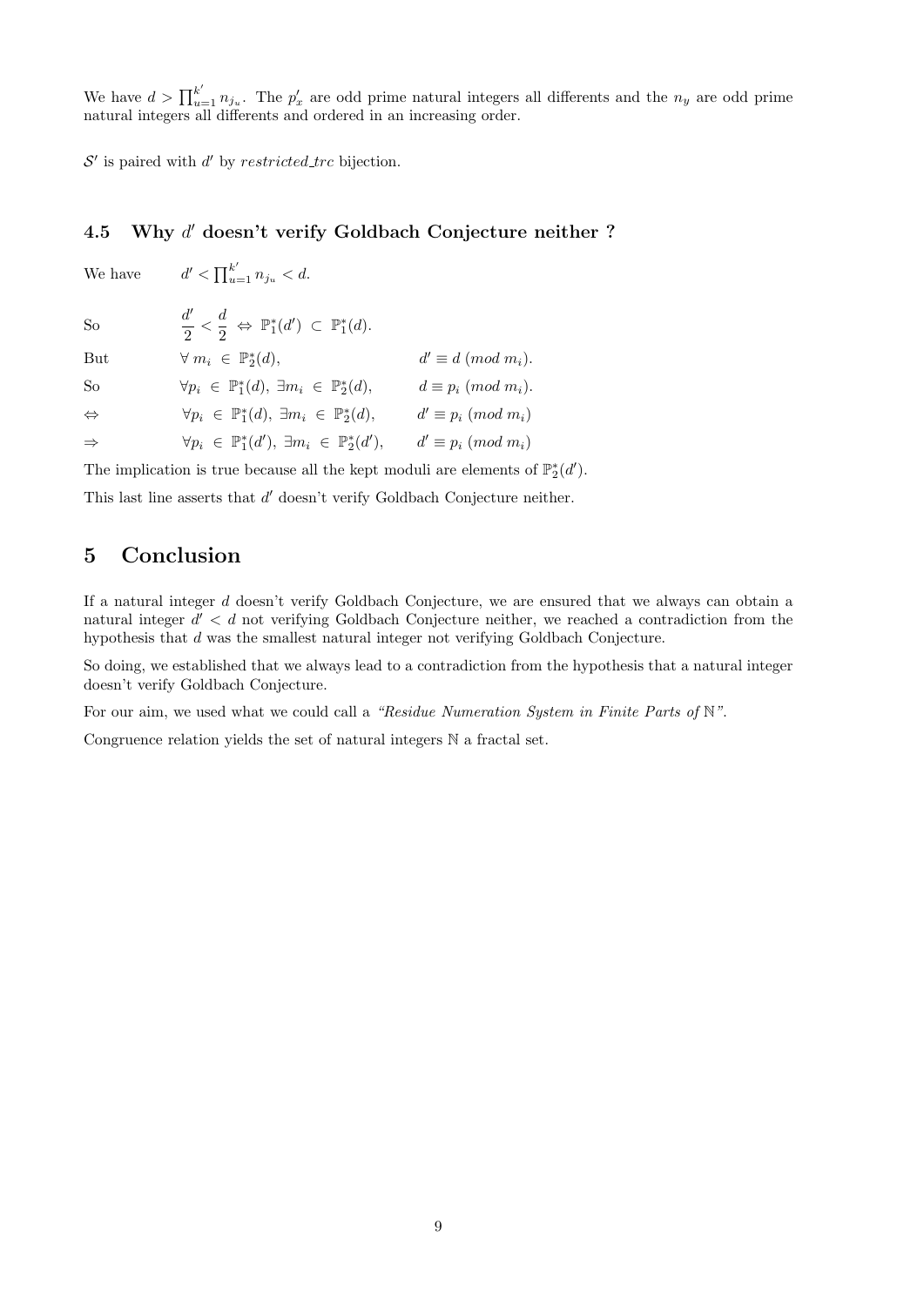We have $d > \prod_{u=1}^{k'} n_{j_u}$. The $p'_x$ are odd prime natural integers all differents and the $n_y$ are odd prime natural integers all differents and ordered in an increasing order.

$\mathcal{S}'$ is paired with $d'$ by *restricted_trc* bijection.

### 4.5 Why $d'$ doesn't verify Goldbach Conjecture neither ?

We have $\quad d' < \prod_{u=1}^{k'} n_{j_u} < d.$

So $\quad \dfrac{d'}{2} < \dfrac{d}{2} \Leftrightarrow \mathbb{P}_1^*(d') \subset \mathbb{P}_1^*(d).$

But $\quad \forall\, m_i \in \mathbb{P}_2^*(d), \qquad d' \equiv d \ (mod\ m_i).$

So $\quad \forall p_i \in \mathbb{P}_1^*(d),\ \exists m_i \in \mathbb{P}_2^*(d), \qquad d \equiv p_i \ (mod\ m_i).$

$\Leftrightarrow \quad \forall p_i \in \mathbb{P}_1^*(d),\ \exists m_i \in \mathbb{P}_2^*(d), \qquad d' \equiv p_i \ (mod\ m_i)$

$\Rightarrow \quad \forall p_i \in \mathbb{P}_1^*(d'),\ \exists m_i \in \mathbb{P}_2^*(d'), \qquad d' \equiv p_i \ (mod\ m_i)$

The implication is true because all the kept moduli are elements of $\mathbb{P}_2^*(d')$.

This last line asserts that $d'$ doesn't verify Goldbach Conjecture neither.

## 5 Conclusion

If a natural integer $d$ doesn't verify Goldbach Conjecture, we are ensured that we always can obtain a natural integer $d' < d$ not verifying Goldbach Conjecture neither, we reached a contradiction from the hypothesis that $d$ was the smallest natural integer not verifying Goldbach Conjecture.

So doing, we established that we always lead to a contradiction from the hypothesis that a natural integer doesn't verify Goldbach Conjecture.

For our aim, we used what we could call a *"Residue Numeration System in Finite Parts of $\mathbb{N}$"*.

Congruence relation yields the set of natural integers $\mathbb{N}$ a fractal set.